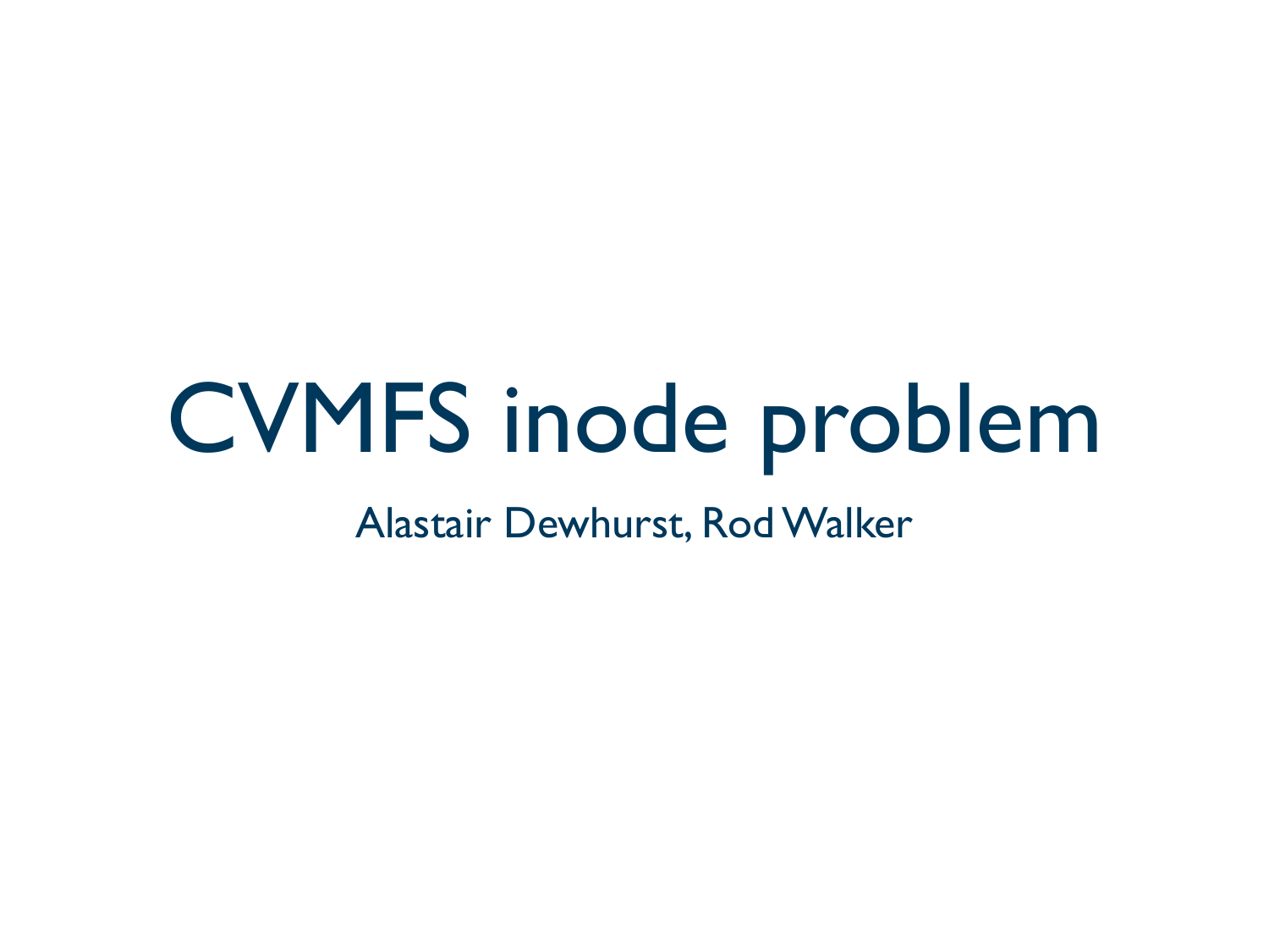# CVMFS inode problem

Alastair Dewhurst, Rod Walker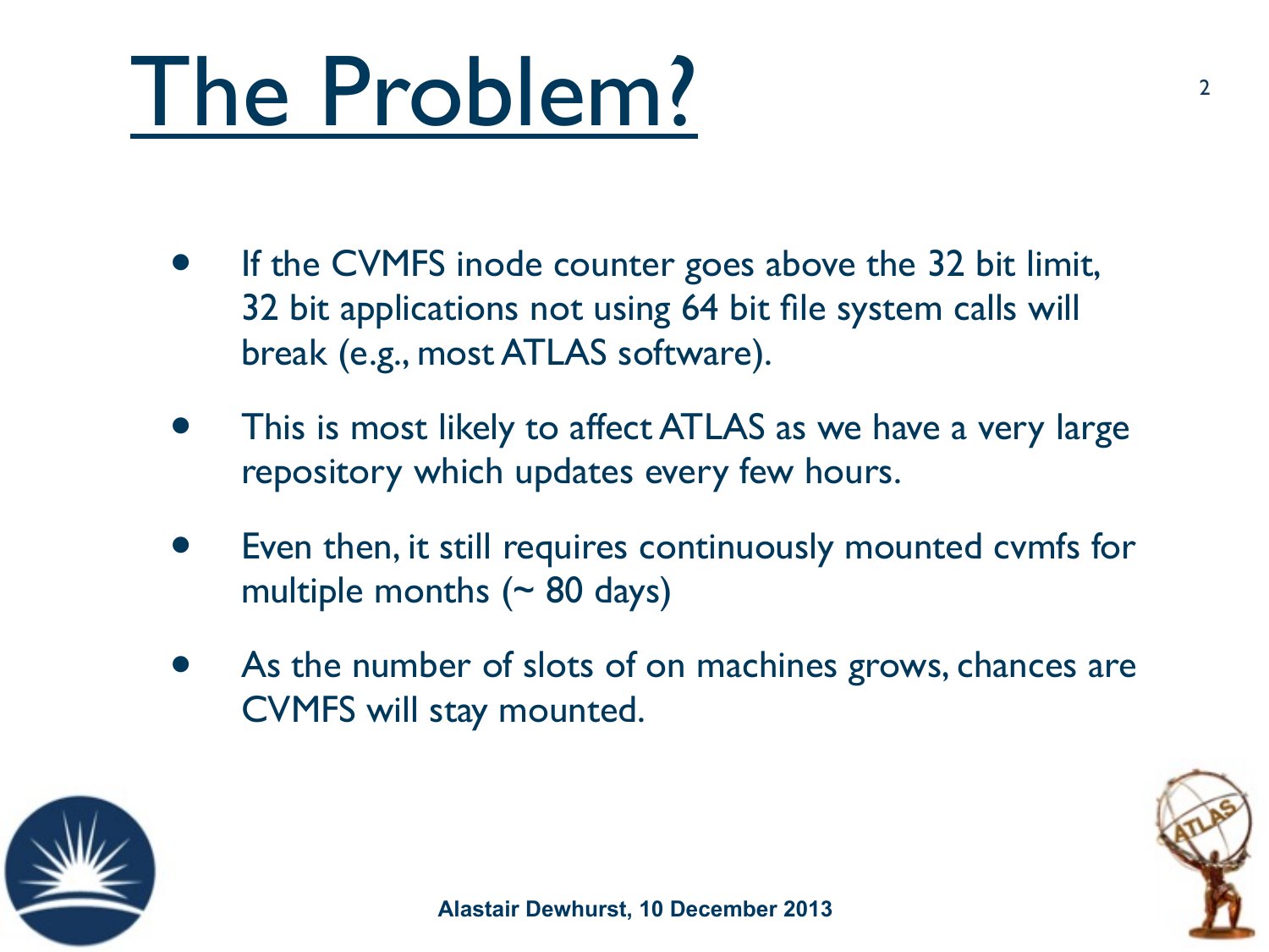# The Problem?

- If the CVMFS inode counter goes above the 32 bit limit, 32 bit applications not using 64 bit file system calls will break (e.g., most ATLAS software).
- This is most likely to affect ATLAS as we have a very large repository which updates every few hours.
- Even then, it still requires continuously mounted cvmfs for multiple months (~ 80 days)
- As the number of slots of on machines grows, chances are CVMFS will stay mounted.

**Alastair Dewhurst, 10 December 2013**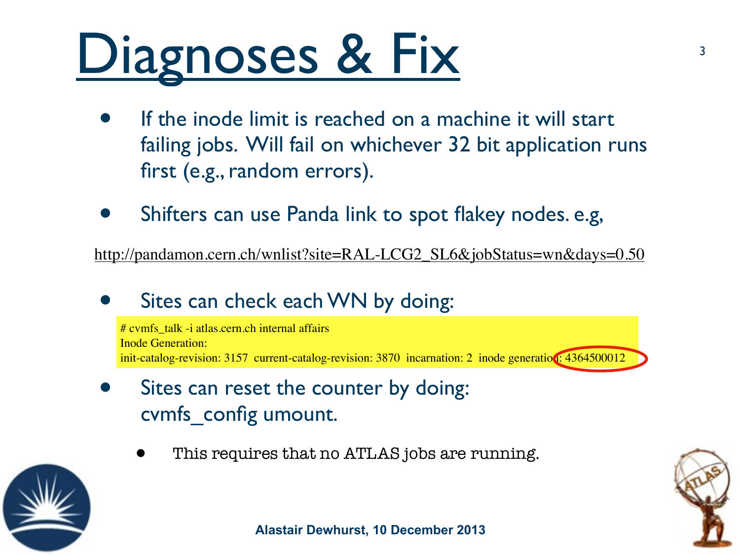# Diagnoses & Fix

- If the inode limit is reached on a machine it will start failing jobs. Will fail on whichever 32 bit application runs first (e.g., random errors).
- Shifters can use Panda link to spot flakey nodes. e.g,

http://pandamon.cern.ch/wnlist?site=RAL-LCG2_SL6&jobStatus=wn&days=0.50

- Sites can check each WN by doing:

```
# cvmfs_talk -i atlas.cern.ch internal affairs
Inode Generation:
init-catalog-revision: 3157  current-catalog-revision: 3870  incarnation: 2  inode generation: 4364500012
```

- Sites can reset the counter by doing: cvmfs_config umount.
  - This requires that no ATLAS jobs are running.

**Alastair Dewhurst, 10 December 2013**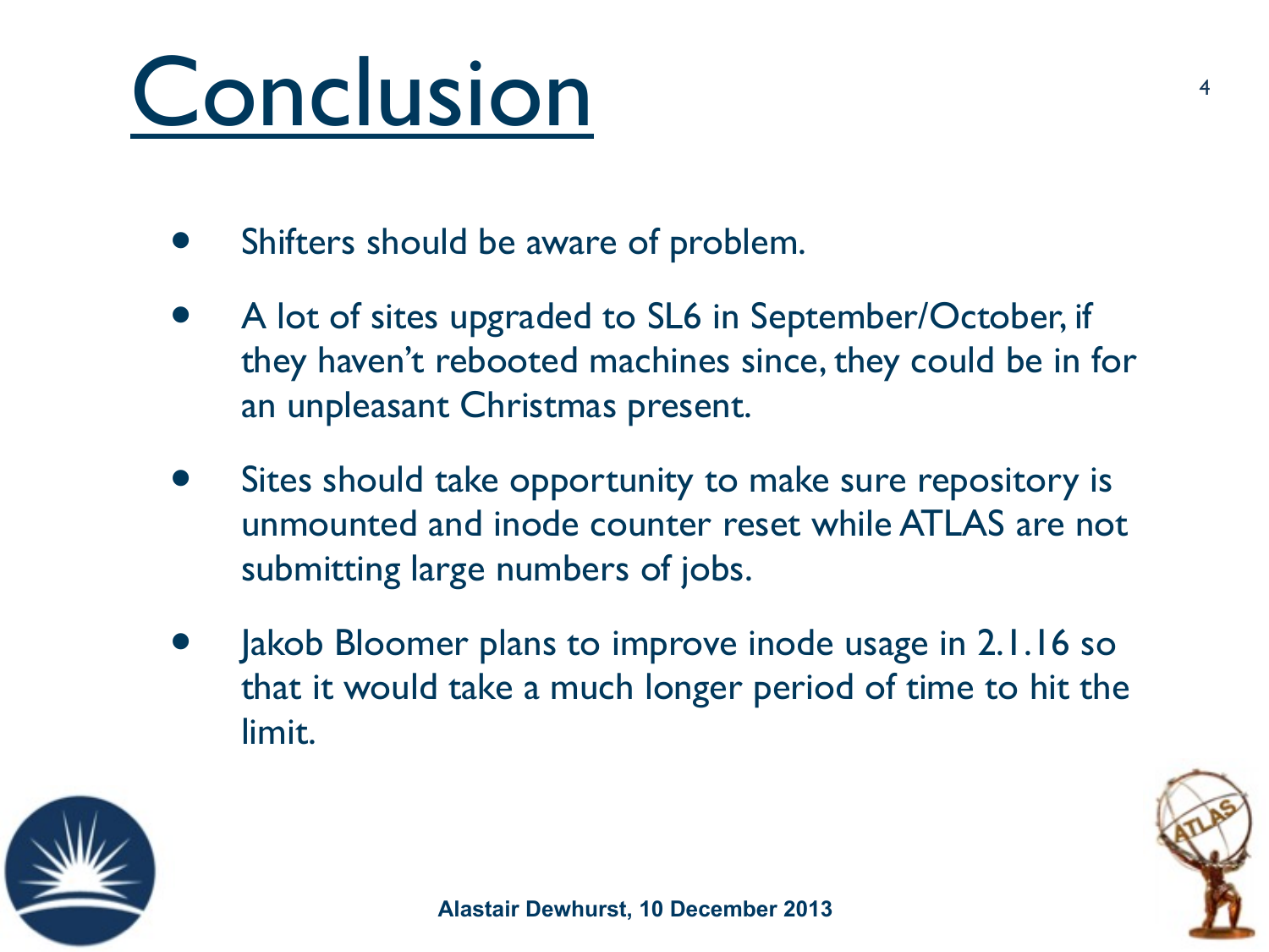# Conclusion

- Shifters should be aware of problem.
- A lot of sites upgraded to SL6 in September/October, if they haven't rebooted machines since, they could be in for an unpleasant Christmas present.
- Sites should take opportunity to make sure repository is unmounted and inode counter reset while ATLAS are not submitting large numbers of jobs.
- Jakob Bloomer plans to improve inode usage in 2.1.16 so that it would take a much longer period of time to hit the limit.

**Alastair Dewhurst, 10 December 2013**